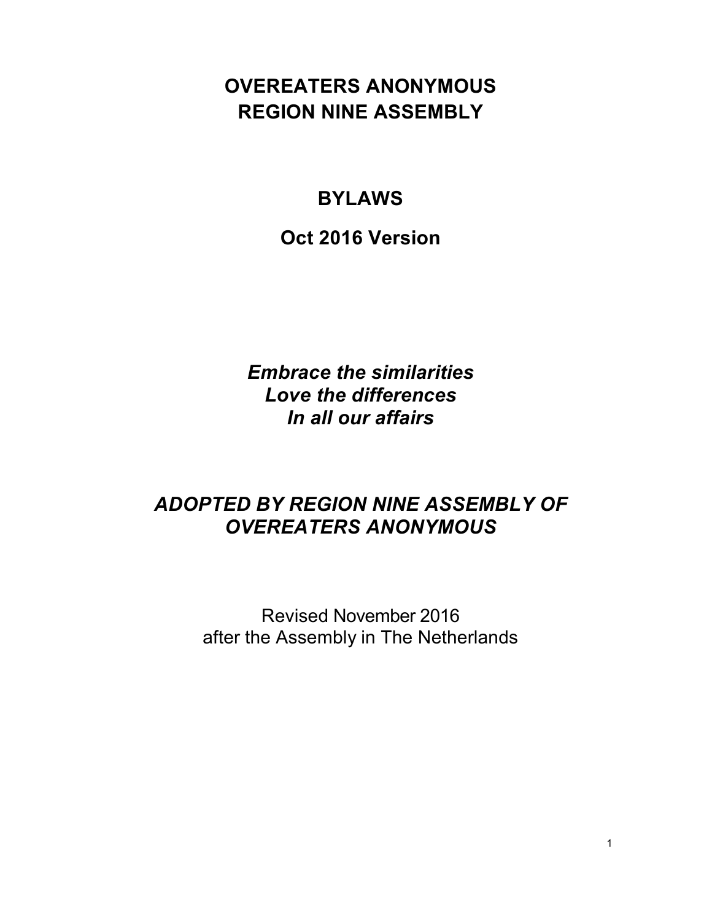# OVEREATERS ANONYMOUS
# REGION NINE ASSEMBLY

## BYLAWS

## Oct 2016 Version

***Embrace the similarities***
***Love the differences***
***In all our affairs***

## *ADOPTED BY REGION NINE ASSEMBLY OF OVEREATERS ANONYMOUS*

Revised November 2016
after the Assembly in The Netherlands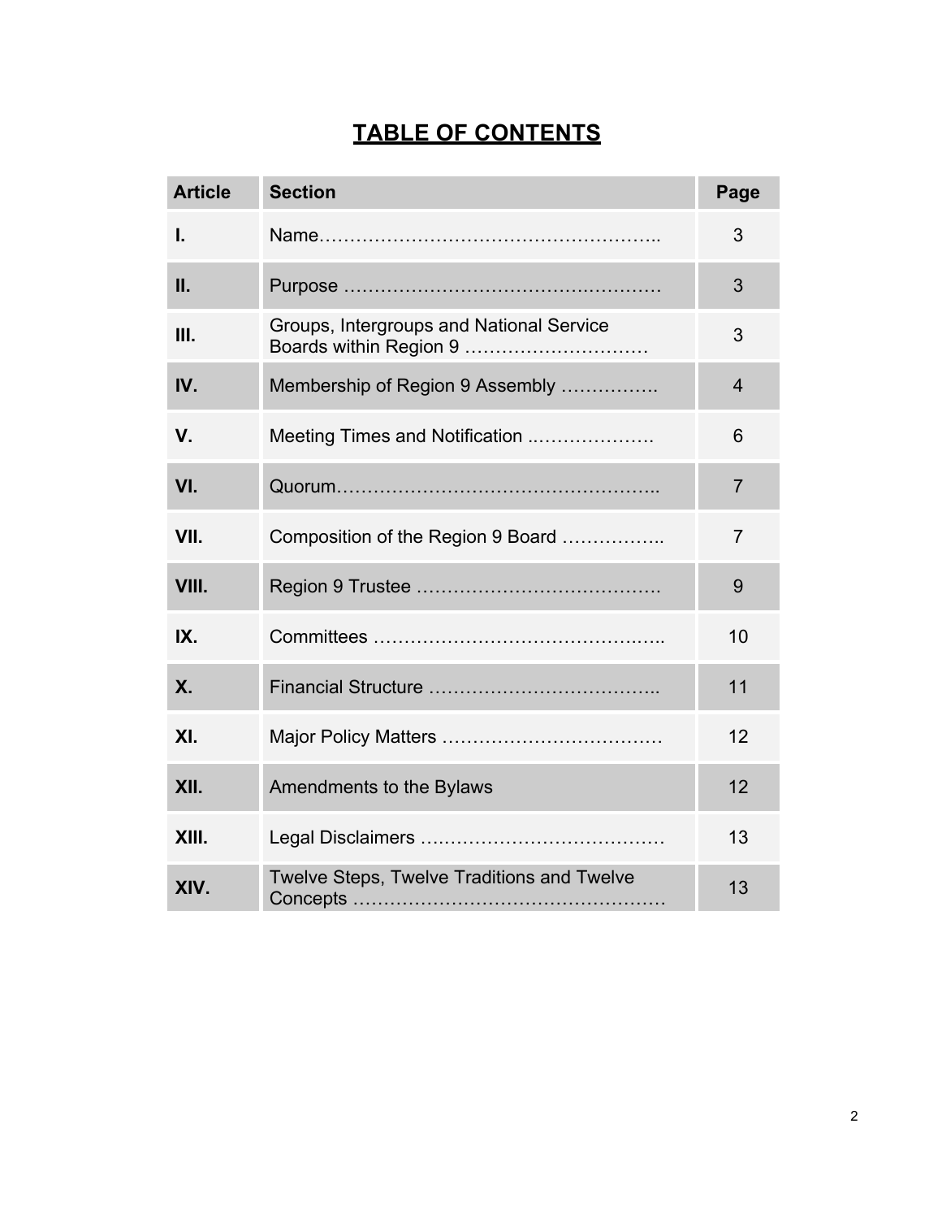# TABLE OF CONTENTS

| Article | Section | Page |
|---|---|---|
| **I.** | Name……………………………………………….. | 3 |
| **II.** | Purpose …………………………………….………… | 3 |
| **III.** | Groups, Intergroups and National Service Boards within Region 9 ………………………… | 3 |
| **IV.** | Membership of Region 9 Assembly ……………. | 4 |
| **V.** | Meeting Times and Notification ..………………. | 6 |
| **VI.** | Quorum…………………………………………….. | 7 |
| **VII.** | Composition of the Region 9 Board …………….. | 7 |
| **VIII.** | Region 9 Trustee …………………………………. | 9 |
| **IX.** | Committees …………………………………….….. | 10 |
| **X.** | Financial Structure ……………………………….. | 11 |
| **XI.** | Major Policy Matters …………………………….… | 12 |
| **XII.** | Amendments to the Bylaws | 12 |
| **XIII.** | Legal Disclaimers ….……………………….……… | 13 |
| **XIV.** | Twelve Steps, Twelve Traditions and Twelve Concepts …………………………………………. | 13 |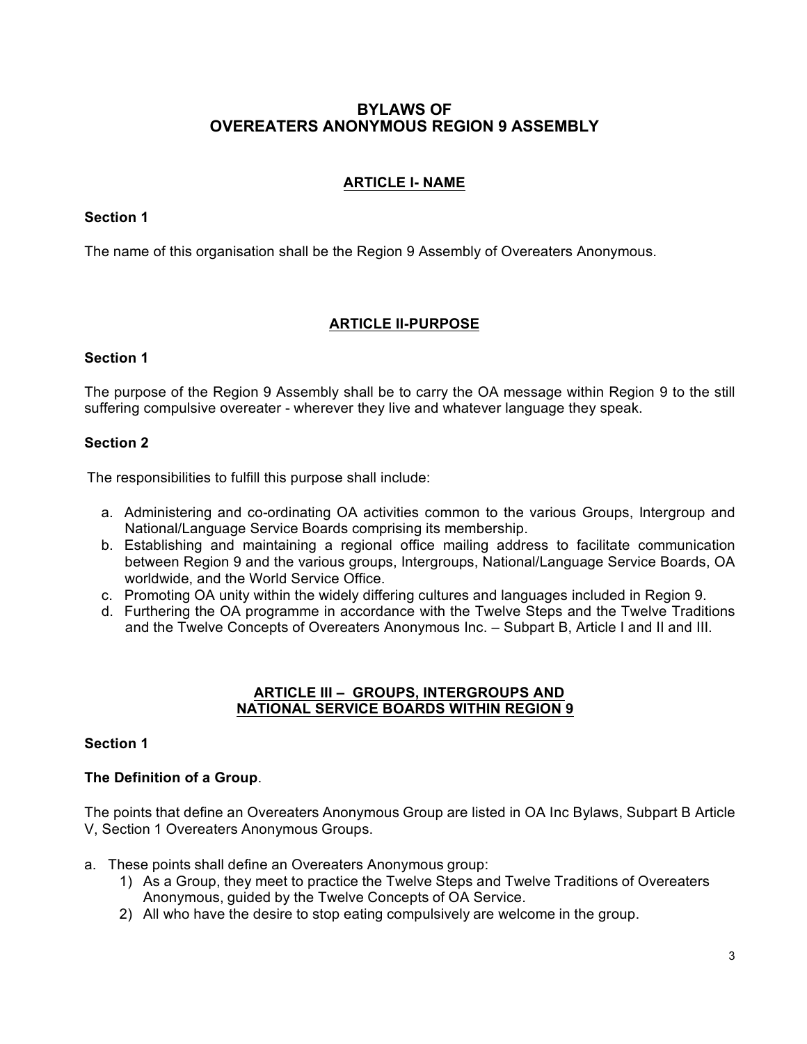# BYLAWS OF OVEREATERS ANONYMOUS REGION 9 ASSEMBLY

## ARTICLE I- NAME

**Section 1**

The name of this organisation shall be the Region 9 Assembly of Overeaters Anonymous.

## ARTICLE II-PURPOSE

**Section 1**

The purpose of the Region 9 Assembly shall be to carry the OA message within Region 9 to the still suffering compulsive overeater - wherever they live and whatever language they speak.

**Section 2**

The responsibilities to fulfill this purpose shall include:

a. Administering and co-ordinating OA activities common to the various Groups, Intergroup and National/Language Service Boards comprising its membership.
b. Establishing and maintaining a regional office mailing address to facilitate communication between Region 9 and the various groups, Intergroups, National/Language Service Boards, OA worldwide, and the World Service Office.
c. Promoting OA unity within the widely differing cultures and languages included in Region 9.
d. Furthering the OA programme in accordance with the Twelve Steps and the Twelve Traditions and the Twelve Concepts of Overeaters Anonymous Inc. – Subpart B, Article I and II and III.

## ARTICLE III – GROUPS, INTERGROUPS AND NATIONAL SERVICE BOARDS WITHIN REGION 9

**Section 1**

**The Definition of a Group**.

The points that define an Overeaters Anonymous Group are listed in OA Inc Bylaws, Subpart B Article V, Section 1 Overeaters Anonymous Groups.

a. These points shall define an Overeaters Anonymous group:
   1) As a Group, they meet to practice the Twelve Steps and Twelve Traditions of Overeaters Anonymous, guided by the Twelve Concepts of OA Service.
   2) All who have the desire to stop eating compulsively are welcome in the group.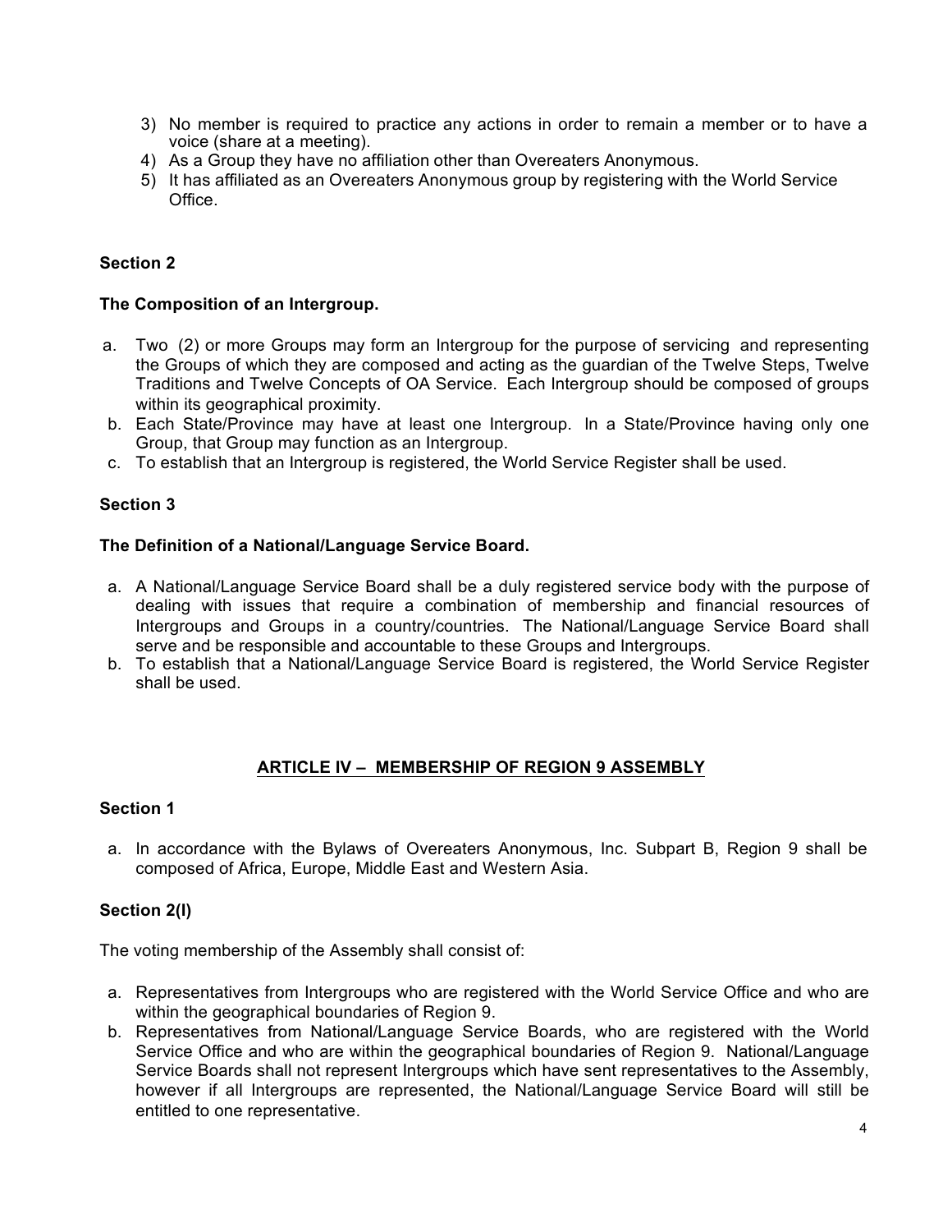3) No member is required to practice any actions in order to remain a member or to have a voice (share at a meeting).
4) As a Group they have no affiliation other than Overeaters Anonymous.
5) It has affiliated as an Overeaters Anonymous group by registering with the World Service Office.

**Section 2**

**The Composition of an Intergroup.**

a. Two (2) or more Groups may form an Intergroup for the purpose of servicing and representing the Groups of which they are composed and acting as the guardian of the Twelve Steps, Twelve Traditions and Twelve Concepts of OA Service. Each Intergroup should be composed of groups within its geographical proximity.
b. Each State/Province may have at least one Intergroup. In a State/Province having only one Group, that Group may function as an Intergroup.
c. To establish that an Intergroup is registered, the World Service Register shall be used.

**Section 3**

**The Definition of a National/Language Service Board.**

a. A National/Language Service Board shall be a duly registered service body with the purpose of dealing with issues that require a combination of membership and financial resources of Intergroups and Groups in a country/countries. The National/Language Service Board shall serve and be responsible and accountable to these Groups and Intergroups.
b. To establish that a National/Language Service Board is registered, the World Service Register shall be used.

## ARTICLE IV – MEMBERSHIP OF REGION 9 ASSEMBLY

**Section 1**

a. In accordance with the Bylaws of Overeaters Anonymous, Inc. Subpart B, Region 9 shall be composed of Africa, Europe, Middle East and Western Asia.

**Section 2(I)**

The voting membership of the Assembly shall consist of:

a. Representatives from Intergroups who are registered with the World Service Office and who are within the geographical boundaries of Region 9.
b. Representatives from National/Language Service Boards, who are registered with the World Service Office and who are within the geographical boundaries of Region 9. National/Language Service Boards shall not represent Intergroups which have sent representatives to the Assembly, however if all Intergroups are represented, the National/Language Service Board will still be entitled to one representative.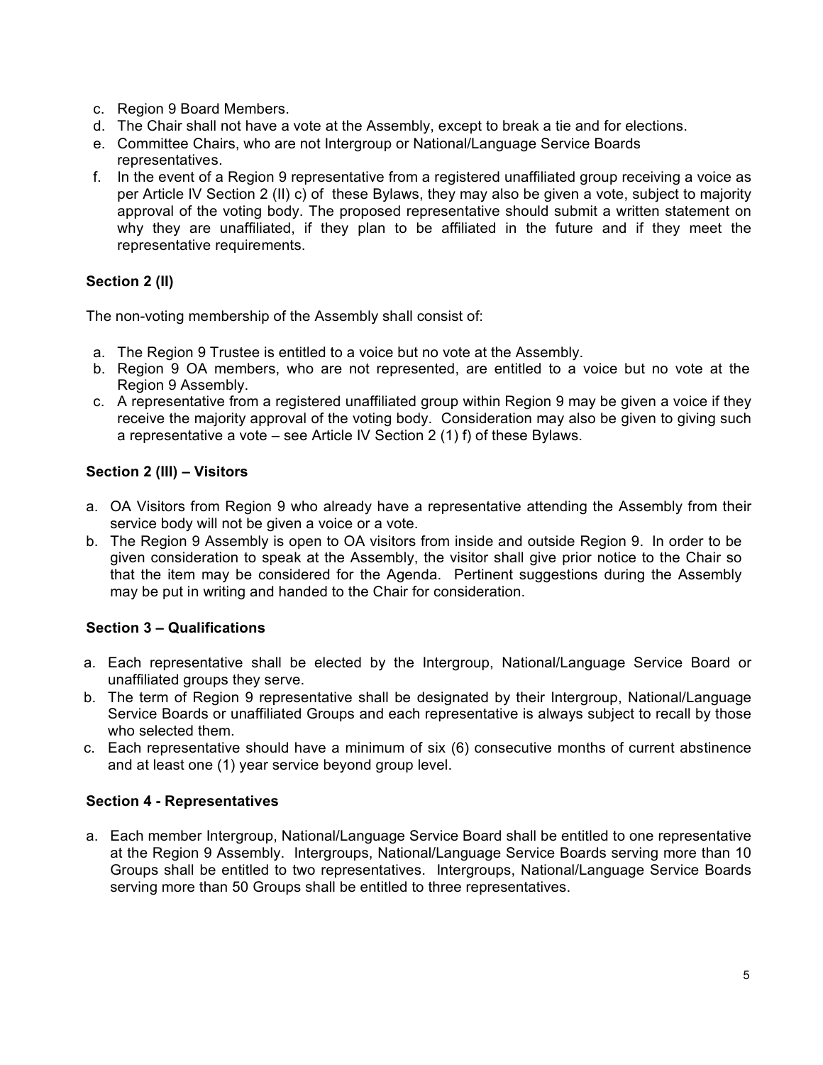c. Region 9 Board Members.
d. The Chair shall not have a vote at the Assembly, except to break a tie and for elections.
e. Committee Chairs, who are not Intergroup or National/Language Service Boards representatives.
f. In the event of a Region 9 representative from a registered unaffiliated group receiving a voice as per Article IV Section 2 (II) c) of these Bylaws, they may also be given a vote, subject to majority approval of the voting body. The proposed representative should submit a written statement on why they are unaffiliated, if they plan to be affiliated in the future and if they meet the representative requirements.

**Section 2 (II)**

The non-voting membership of the Assembly shall consist of:

a. The Region 9 Trustee is entitled to a voice but no vote at the Assembly.
b. Region 9 OA members, who are not represented, are entitled to a voice but no vote at the Region 9 Assembly.
c. A representative from a registered unaffiliated group within Region 9 may be given a voice if they receive the majority approval of the voting body. Consideration may also be given to giving such a representative a vote – see Article IV Section 2 (1) f) of these Bylaws.

**Section 2 (III) – Visitors**

a. OA Visitors from Region 9 who already have a representative attending the Assembly from their service body will not be given a voice or a vote.
b. The Region 9 Assembly is open to OA visitors from inside and outside Region 9. In order to be given consideration to speak at the Assembly, the visitor shall give prior notice to the Chair so that the item may be considered for the Agenda. Pertinent suggestions during the Assembly may be put in writing and handed to the Chair for consideration.

**Section 3 – Qualifications**

a. Each representative shall be elected by the Intergroup, National/Language Service Board or unaffiliated groups they serve.
b. The term of Region 9 representative shall be designated by their Intergroup, National/Language Service Boards or unaffiliated Groups and each representative is always subject to recall by those who selected them.
c. Each representative should have a minimum of six (6) consecutive months of current abstinence and at least one (1) year service beyond group level.

**Section 4 - Representatives**

a. Each member Intergroup, National/Language Service Board shall be entitled to one representative at the Region 9 Assembly. Intergroups, National/Language Service Boards serving more than 10 Groups shall be entitled to two representatives. Intergroups, National/Language Service Boards serving more than 50 Groups shall be entitled to three representatives.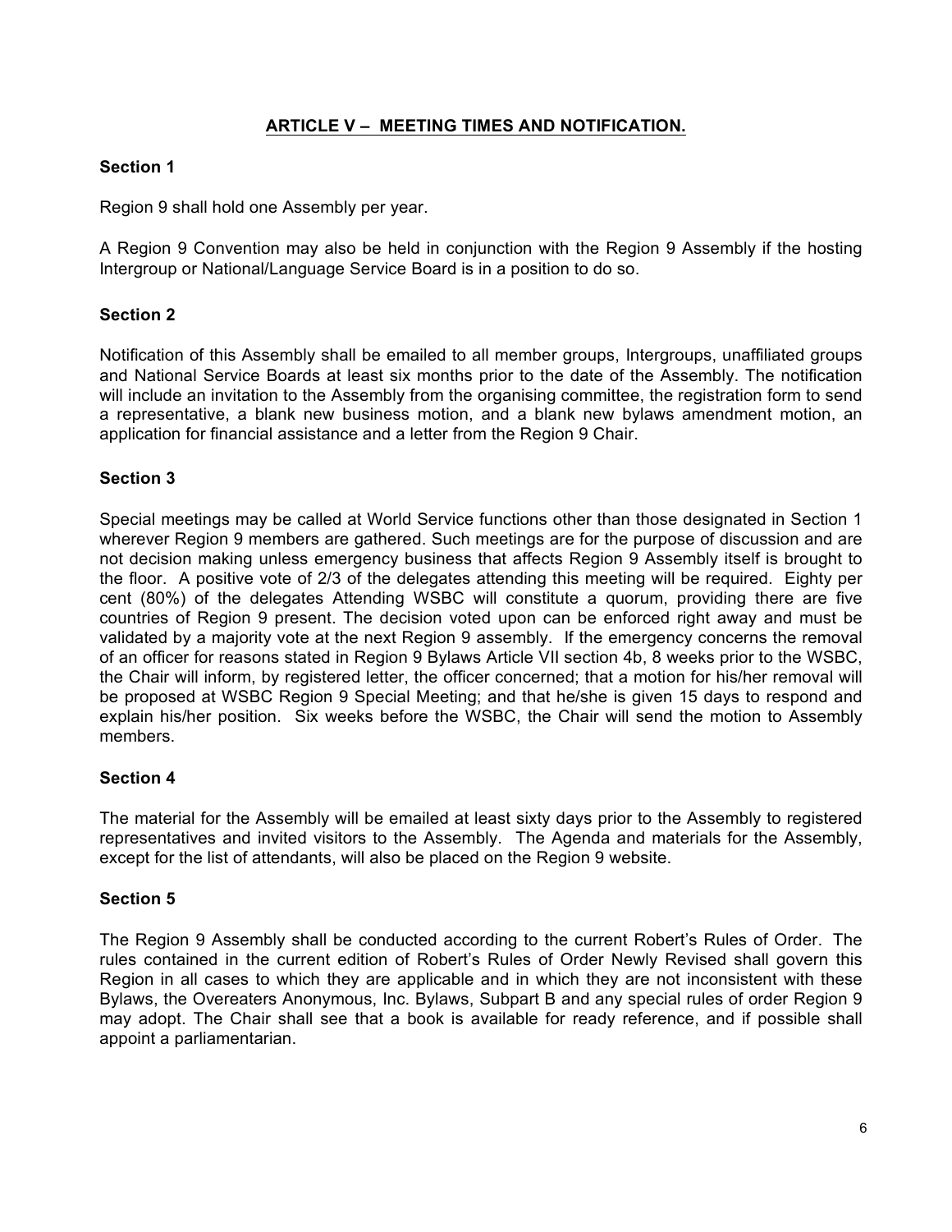## ARTICLE V – MEETING TIMES AND NOTIFICATION.

### Section 1

Region 9 shall hold one Assembly per year.

A Region 9 Convention may also be held in conjunction with the Region 9 Assembly if the hosting Intergroup or National/Language Service Board is in a position to do so.

### Section 2

Notification of this Assembly shall be emailed to all member groups, Intergroups, unaffiliated groups and National Service Boards at least six months prior to the date of the Assembly. The notification will include an invitation to the Assembly from the organising committee, the registration form to send a representative, a blank new business motion, and a blank new bylaws amendment motion, an application for financial assistance and a letter from the Region 9 Chair.

### Section 3

Special meetings may be called at World Service functions other than those designated in Section 1 wherever Region 9 members are gathered. Such meetings are for the purpose of discussion and are not decision making unless emergency business that affects Region 9 Assembly itself is brought to the floor. A positive vote of 2/3 of the delegates attending this meeting will be required. Eighty per cent (80%) of the delegates Attending WSBC will constitute a quorum, providing there are five countries of Region 9 present. The decision voted upon can be enforced right away and must be validated by a majority vote at the next Region 9 assembly. If the emergency concerns the removal of an officer for reasons stated in Region 9 Bylaws Article VII section 4b, 8 weeks prior to the WSBC, the Chair will inform, by registered letter, the officer concerned; that a motion for his/her removal will be proposed at WSBC Region 9 Special Meeting; and that he/she is given 15 days to respond and explain his/her position. Six weeks before the WSBC, the Chair will send the motion to Assembly members.

### Section 4

The material for the Assembly will be emailed at least sixty days prior to the Assembly to registered representatives and invited visitors to the Assembly. The Agenda and materials for the Assembly, except for the list of attendants, will also be placed on the Region 9 website.

### Section 5

The Region 9 Assembly shall be conducted according to the current Robert's Rules of Order. The rules contained in the current edition of Robert's Rules of Order Newly Revised shall govern this Region in all cases to which they are applicable and in which they are not inconsistent with these Bylaws, the Overeaters Anonymous, Inc. Bylaws, Subpart B and any special rules of order Region 9 may adopt. The Chair shall see that a book is available for ready reference, and if possible shall appoint a parliamentarian.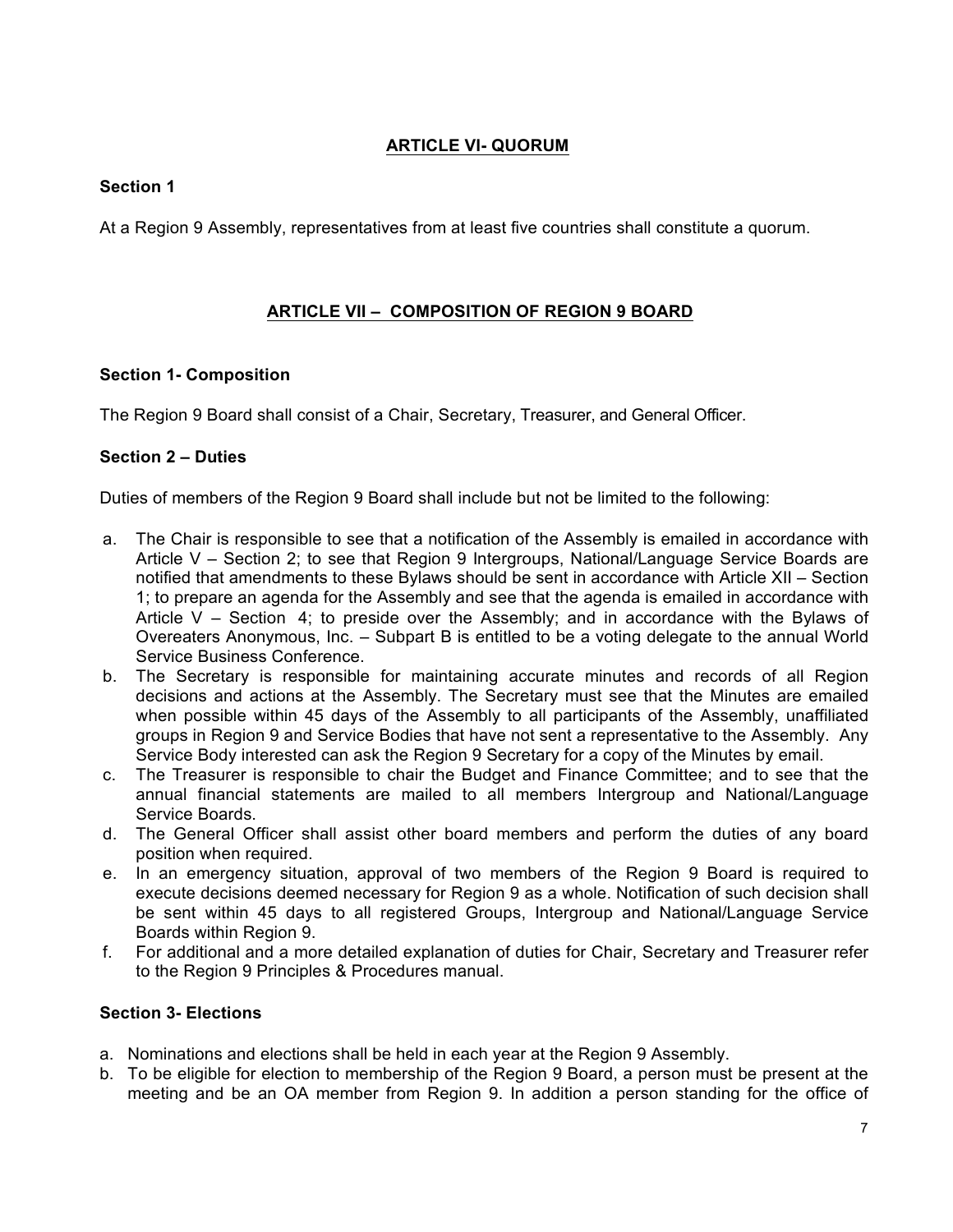## ARTICLE VI- QUORUM

**Section 1**

At a Region 9 Assembly, representatives from at least five countries shall constitute a quorum.

## ARTICLE VII – COMPOSITION OF REGION 9 BOARD

**Section 1- Composition**

The Region 9 Board shall consist of a Chair, Secretary, Treasurer, and General Officer.

**Section 2 – Duties**

Duties of members of the Region 9 Board shall include but not be limited to the following:

a. The Chair is responsible to see that a notification of the Assembly is emailed in accordance with Article V – Section 2; to see that Region 9 Intergroups, National/Language Service Boards are notified that amendments to these Bylaws should be sent in accordance with Article XII – Section 1; to prepare an agenda for the Assembly and see that the agenda is emailed in accordance with Article V – Section 4; to preside over the Assembly; and in accordance with the Bylaws of Overeaters Anonymous, Inc. – Subpart B is entitled to be a voting delegate to the annual World Service Business Conference.
b. The Secretary is responsible for maintaining accurate minutes and records of all Region decisions and actions at the Assembly. The Secretary must see that the Minutes are emailed when possible within 45 days of the Assembly to all participants of the Assembly, unaffiliated groups in Region 9 and Service Bodies that have not sent a representative to the Assembly. Any Service Body interested can ask the Region 9 Secretary for a copy of the Minutes by email.
c. The Treasurer is responsible to chair the Budget and Finance Committee; and to see that the annual financial statements are mailed to all members Intergroup and National/Language Service Boards.
d. The General Officer shall assist other board members and perform the duties of any board position when required.
e. In an emergency situation, approval of two members of the Region 9 Board is required to execute decisions deemed necessary for Region 9 as a whole. Notification of such decision shall be sent within 45 days to all registered Groups, Intergroup and National/Language Service Boards within Region 9.
f. For additional and a more detailed explanation of duties for Chair, Secretary and Treasurer refer to the Region 9 Principles & Procedures manual.

**Section 3- Elections**

a. Nominations and elections shall be held in each year at the Region 9 Assembly.
b. To be eligible for election to membership of the Region 9 Board, a person must be present at the meeting and be an OA member from Region 9. In addition a person standing for the office of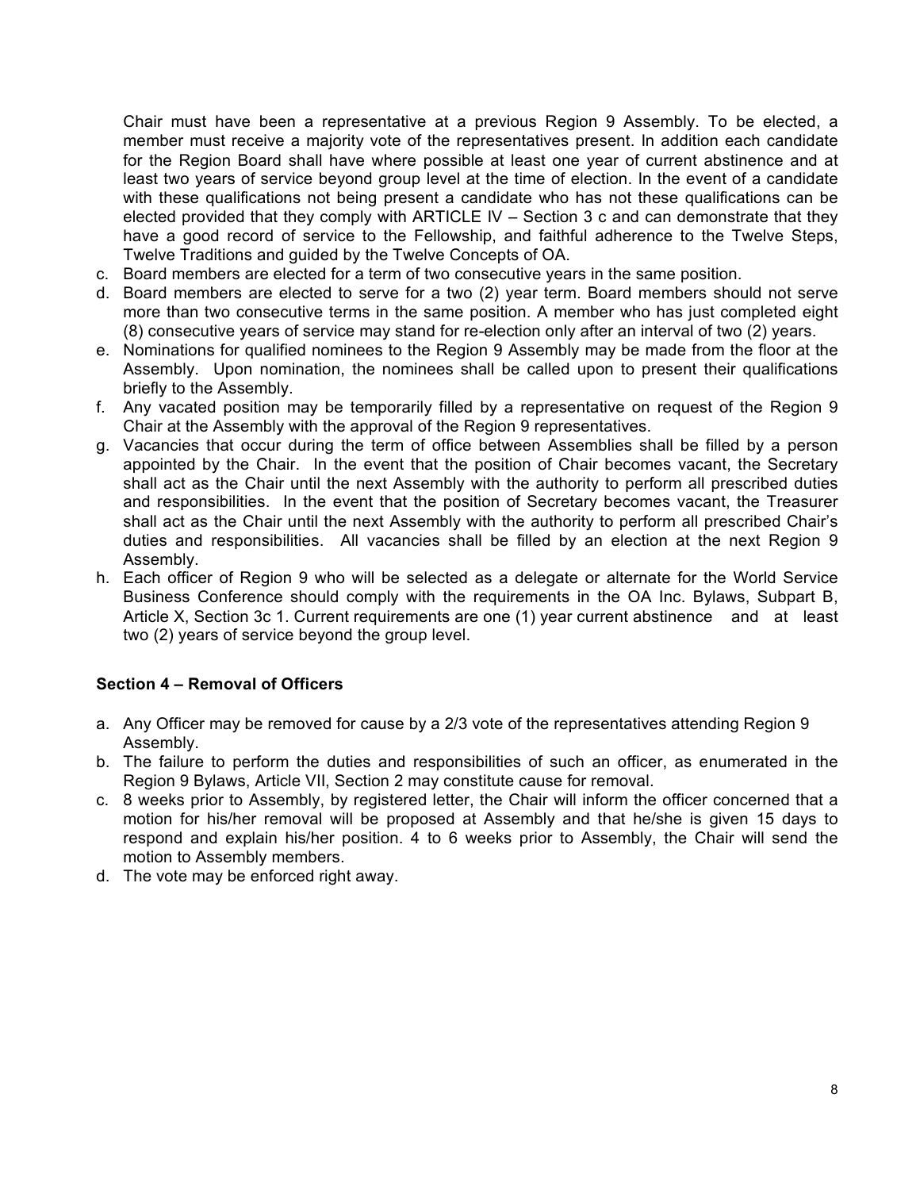Chair must have been a representative at a previous Region 9 Assembly. To be elected, a member must receive a majority vote of the representatives present. In addition each candidate for the Region Board shall have where possible at least one year of current abstinence and at least two years of service beyond group level at the time of election. In the event of a candidate with these qualifications not being present a candidate who has not these qualifications can be elected provided that they comply with ARTICLE IV – Section 3 c and can demonstrate that they have a good record of service to the Fellowship, and faithful adherence to the Twelve Steps, Twelve Traditions and guided by the Twelve Concepts of OA.

c. Board members are elected for a term of two consecutive years in the same position.
d. Board members are elected to serve for a two (2) year term. Board members should not serve more than two consecutive terms in the same position. A member who has just completed eight (8) consecutive years of service may stand for re-election only after an interval of two (2) years.
e. Nominations for qualified nominees to the Region 9 Assembly may be made from the floor at the Assembly. Upon nomination, the nominees shall be called upon to present their qualifications briefly to the Assembly.
f. Any vacated position may be temporarily filled by a representative on request of the Region 9 Chair at the Assembly with the approval of the Region 9 representatives.
g. Vacancies that occur during the term of office between Assemblies shall be filled by a person appointed by the Chair. In the event that the position of Chair becomes vacant, the Secretary shall act as the Chair until the next Assembly with the authority to perform all prescribed duties and responsibilities. In the event that the position of Secretary becomes vacant, the Treasurer shall act as the Chair until the next Assembly with the authority to perform all prescribed Chair's duties and responsibilities. All vacancies shall be filled by an election at the next Region 9 Assembly.
h. Each officer of Region 9 who will be selected as a delegate or alternate for the World Service Business Conference should comply with the requirements in the OA Inc. Bylaws, Subpart B, Article X, Section 3c 1. Current requirements are one (1) year current abstinence and at least two (2) years of service beyond the group level.

### Section 4 – Removal of Officers

a. Any Officer may be removed for cause by a 2/3 vote of the representatives attending Region 9 Assembly.
b. The failure to perform the duties and responsibilities of such an officer, as enumerated in the Region 9 Bylaws, Article VII, Section 2 may constitute cause for removal.
c. 8 weeks prior to Assembly, by registered letter, the Chair will inform the officer concerned that a motion for his/her removal will be proposed at Assembly and that he/she is given 15 days to respond and explain his/her position. 4 to 6 weeks prior to Assembly, the Chair will send the motion to Assembly members.
d. The vote may be enforced right away.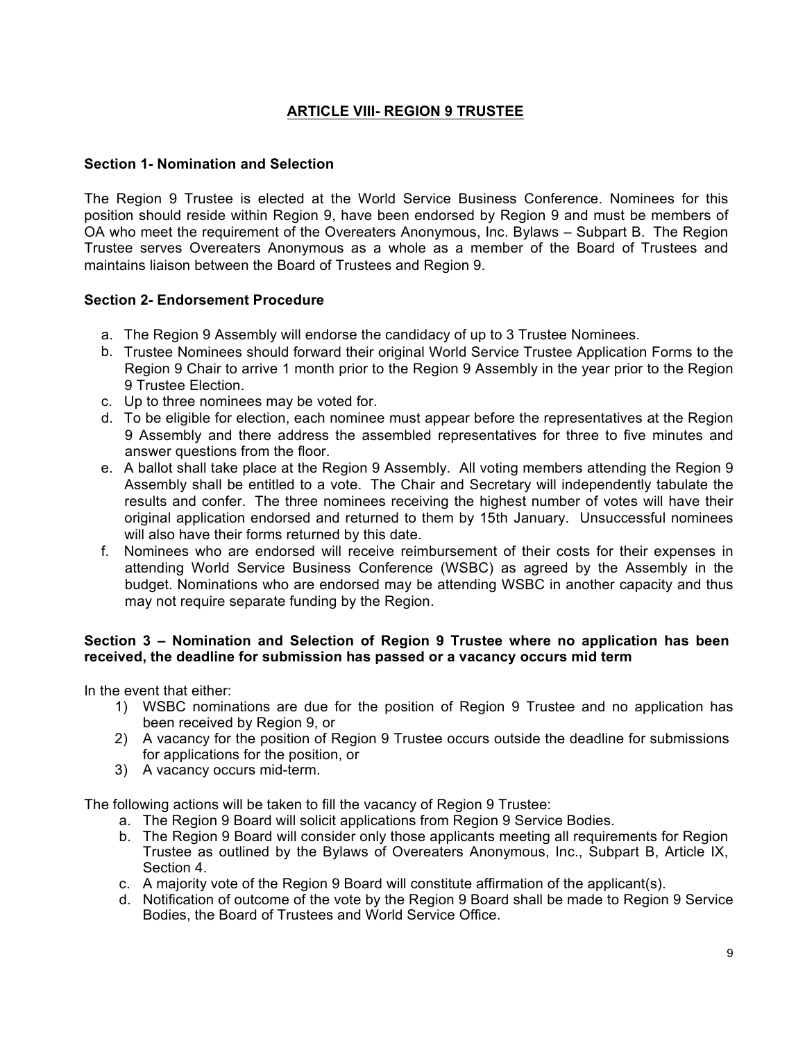## ARTICLE VIII- REGION 9 TRUSTEE

### Section 1- Nomination and Selection

The Region 9 Trustee is elected at the World Service Business Conference. Nominees for this position should reside within Region 9, have been endorsed by Region 9 and must be members of OA who meet the requirement of the Overeaters Anonymous, Inc. Bylaws – Subpart B. The Region Trustee serves Overeaters Anonymous as a whole as a member of the Board of Trustees and maintains liaison between the Board of Trustees and Region 9.

### Section 2- Endorsement Procedure

a. The Region 9 Assembly will endorse the candidacy of up to 3 Trustee Nominees.
b. Trustee Nominees should forward their original World Service Trustee Application Forms to the Region 9 Chair to arrive 1 month prior to the Region 9 Assembly in the year prior to the Region 9 Trustee Election.
c. Up to three nominees may be voted for.
d. To be eligible for election, each nominee must appear before the representatives at the Region 9 Assembly and there address the assembled representatives for three to five minutes and answer questions from the floor.
e. A ballot shall take place at the Region 9 Assembly. All voting members attending the Region 9 Assembly shall be entitled to a vote. The Chair and Secretary will independently tabulate the results and confer. The three nominees receiving the highest number of votes will have their original application endorsed and returned to them by 15th January. Unsuccessful nominees will also have their forms returned by this date.
f. Nominees who are endorsed will receive reimbursement of their costs for their expenses in attending World Service Business Conference (WSBC) as agreed by the Assembly in the budget. Nominations who are endorsed may be attending WSBC in another capacity and thus may not require separate funding by the Region.

### Section 3 – Nomination and Selection of Region 9 Trustee where no application has been received, the deadline for submission has passed or a vacancy occurs mid term

In the event that either:

1) WSBC nominations are due for the position of Region 9 Trustee and no application has been received by Region 9, or
2) A vacancy for the position of Region 9 Trustee occurs outside the deadline for submissions for applications for the position, or
3) A vacancy occurs mid-term.

The following actions will be taken to fill the vacancy of Region 9 Trustee:

a. The Region 9 Board will solicit applications from Region 9 Service Bodies.
b. The Region 9 Board will consider only those applicants meeting all requirements for Region Trustee as outlined by the Bylaws of Overeaters Anonymous, Inc., Subpart B, Article IX, Section 4.
c. A majority vote of the Region 9 Board will constitute affirmation of the applicant(s).
d. Notification of outcome of the vote by the Region 9 Board shall be made to Region 9 Service Bodies, the Board of Trustees and World Service Office.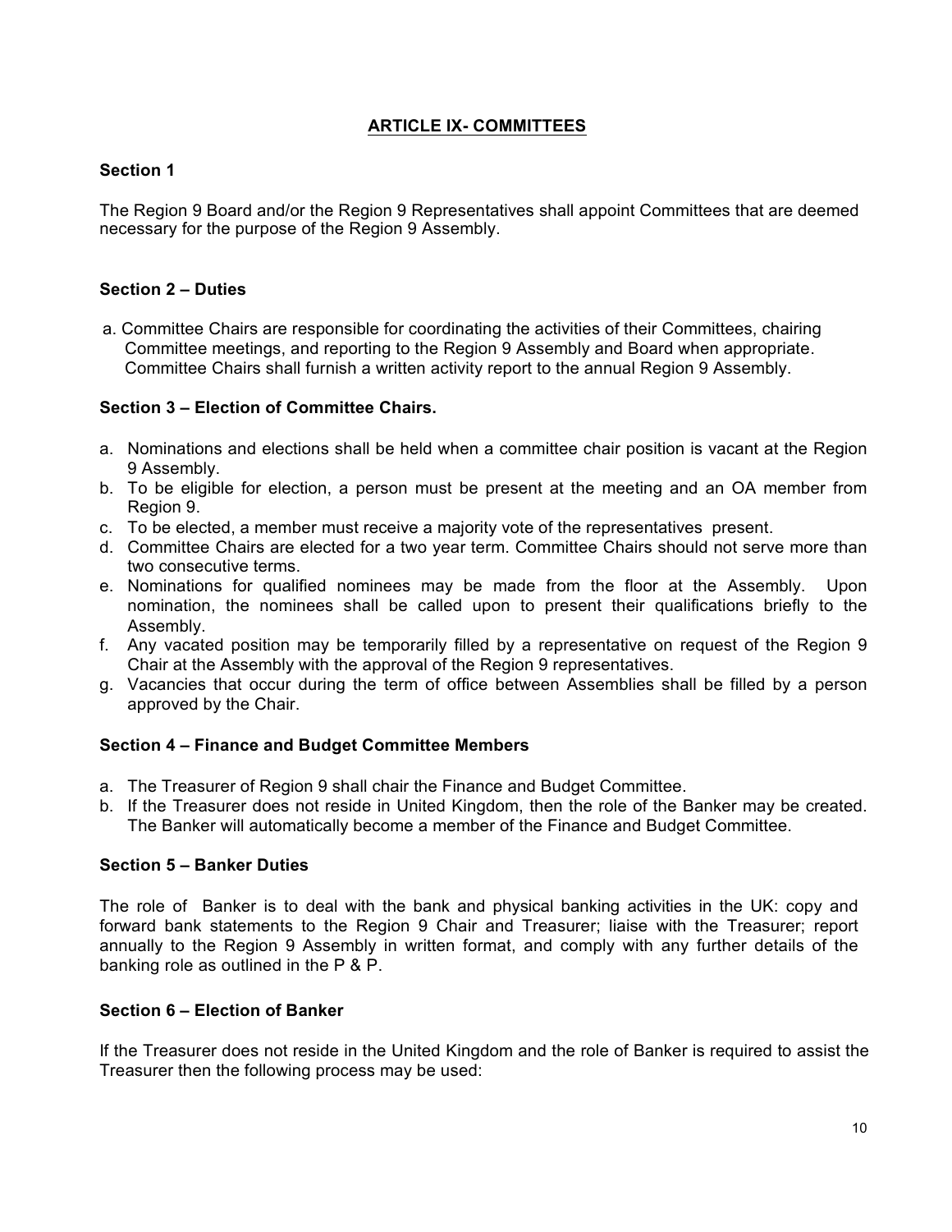## ARTICLE IX- COMMITTEES

### Section 1

The Region 9 Board and/or the Region 9 Representatives shall appoint Committees that are deemed necessary for the purpose of the Region 9 Assembly.

### Section 2 – Duties

a. Committee Chairs are responsible for coordinating the activities of their Committees, chairing Committee meetings, and reporting to the Region 9 Assembly and Board when appropriate. Committee Chairs shall furnish a written activity report to the annual Region 9 Assembly.

### Section 3 – Election of Committee Chairs.

a. Nominations and elections shall be held when a committee chair position is vacant at the Region 9 Assembly.
b. To be eligible for election, a person must be present at the meeting and an OA member from Region 9.
c. To be elected, a member must receive a majority vote of the representatives present.
d. Committee Chairs are elected for a two year term. Committee Chairs should not serve more than two consecutive terms.
e. Nominations for qualified nominees may be made from the floor at the Assembly. Upon nomination, the nominees shall be called upon to present their qualifications briefly to the Assembly.
f. Any vacated position may be temporarily filled by a representative on request of the Region 9 Chair at the Assembly with the approval of the Region 9 representatives.
g. Vacancies that occur during the term of office between Assemblies shall be filled by a person approved by the Chair.

### Section 4 – Finance and Budget Committee Members

a. The Treasurer of Region 9 shall chair the Finance and Budget Committee.
b. If the Treasurer does not reside in United Kingdom, then the role of the Banker may be created. The Banker will automatically become a member of the Finance and Budget Committee.

### Section 5 – Banker Duties

The role of Banker is to deal with the bank and physical banking activities in the UK: copy and forward bank statements to the Region 9 Chair and Treasurer; liaise with the Treasurer; report annually to the Region 9 Assembly in written format, and comply with any further details of the banking role as outlined in the P & P.

### Section 6 – Election of Banker

If the Treasurer does not reside in the United Kingdom and the role of Banker is required to assist the Treasurer then the following process may be used: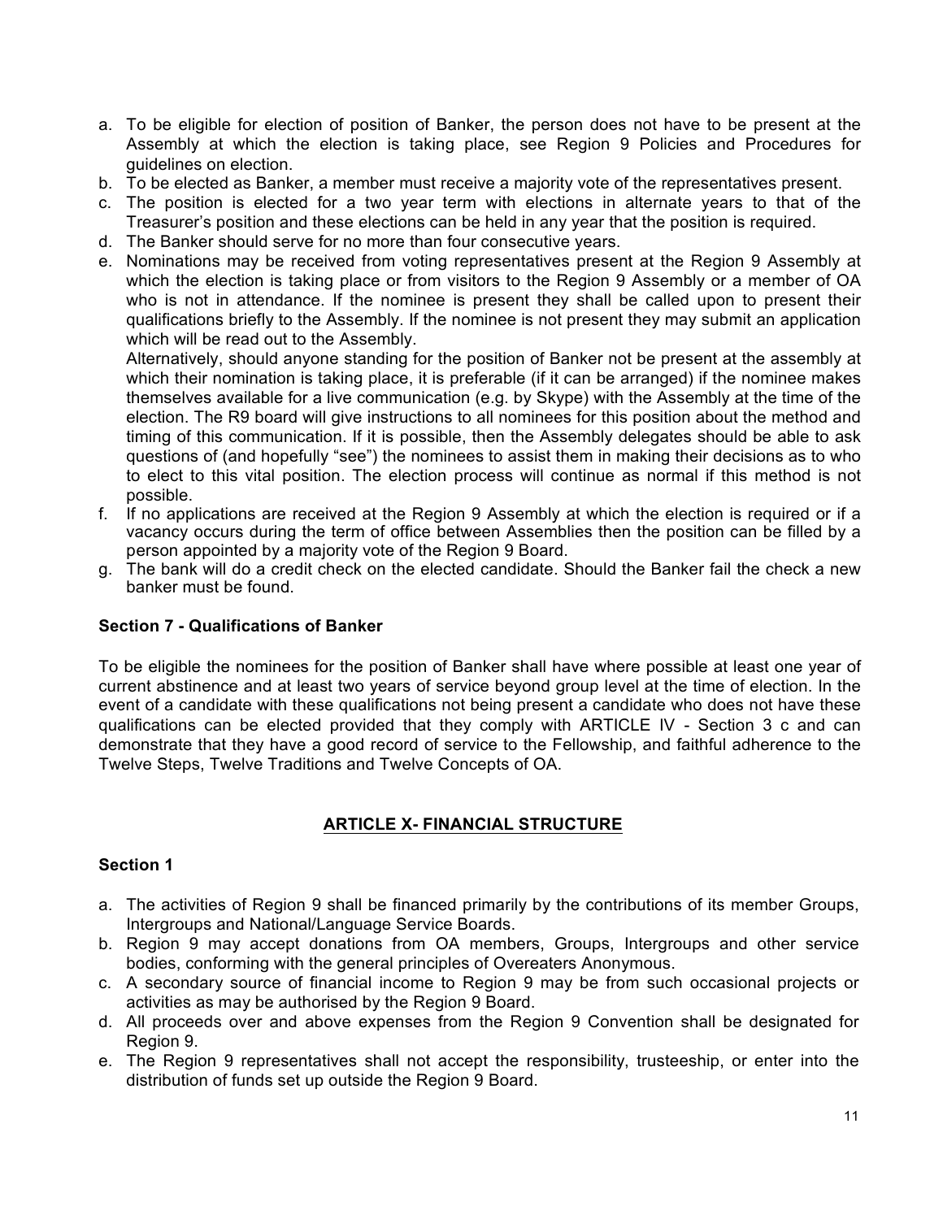a. To be eligible for election of position of Banker, the person does not have to be present at the Assembly at which the election is taking place, see Region 9 Policies and Procedures for guidelines on election.
b. To be elected as Banker, a member must receive a majority vote of the representatives present.
c. The position is elected for a two year term with elections in alternate years to that of the Treasurer's position and these elections can be held in any year that the position is required.
d. The Banker should serve for no more than four consecutive years.
e. Nominations may be received from voting representatives present at the Region 9 Assembly at which the election is taking place or from visitors to the Region 9 Assembly or a member of OA who is not in attendance. If the nominee is present they shall be called upon to present their qualifications briefly to the Assembly. If the nominee is not present they may submit an application which will be read out to the Assembly.

   Alternatively, should anyone standing for the position of Banker not be present at the assembly at which their nomination is taking place, it is preferable (if it can be arranged) if the nominee makes themselves available for a live communication (e.g. by Skype) with the Assembly at the time of the election. The R9 board will give instructions to all nominees for this position about the method and timing of this communication. If it is possible, then the Assembly delegates should be able to ask questions of (and hopefully "see") the nominees to assist them in making their decisions as to who to elect to this vital position. The election process will continue as normal if this method is not possible.
f. If no applications are received at the Region 9 Assembly at which the election is required or if a vacancy occurs during the term of office between Assemblies then the position can be filled by a person appointed by a majority vote of the Region 9 Board.
g. The bank will do a credit check on the elected candidate. Should the Banker fail the check a new banker must be found.

**Section 7 - Qualifications of Banker**

To be eligible the nominees for the position of Banker shall have where possible at least one year of current abstinence and at least two years of service beyond group level at the time of election. In the event of a candidate with these qualifications not being present a candidate who does not have these qualifications can be elected provided that they comply with ARTICLE IV - Section 3 c and can demonstrate that they have a good record of service to the Fellowship, and faithful adherence to the Twelve Steps, Twelve Traditions and Twelve Concepts of OA.

## ARTICLE X- FINANCIAL STRUCTURE

**Section 1**

a. The activities of Region 9 shall be financed primarily by the contributions of its member Groups, Intergroups and National/Language Service Boards.
b. Region 9 may accept donations from OA members, Groups, Intergroups and other service bodies, conforming with the general principles of Overeaters Anonymous.
c. A secondary source of financial income to Region 9 may be from such occasional projects or activities as may be authorised by the Region 9 Board.
d. All proceeds over and above expenses from the Region 9 Convention shall be designated for Region 9.
e. The Region 9 representatives shall not accept the responsibility, trusteeship, or enter into the distribution of funds set up outside the Region 9 Board.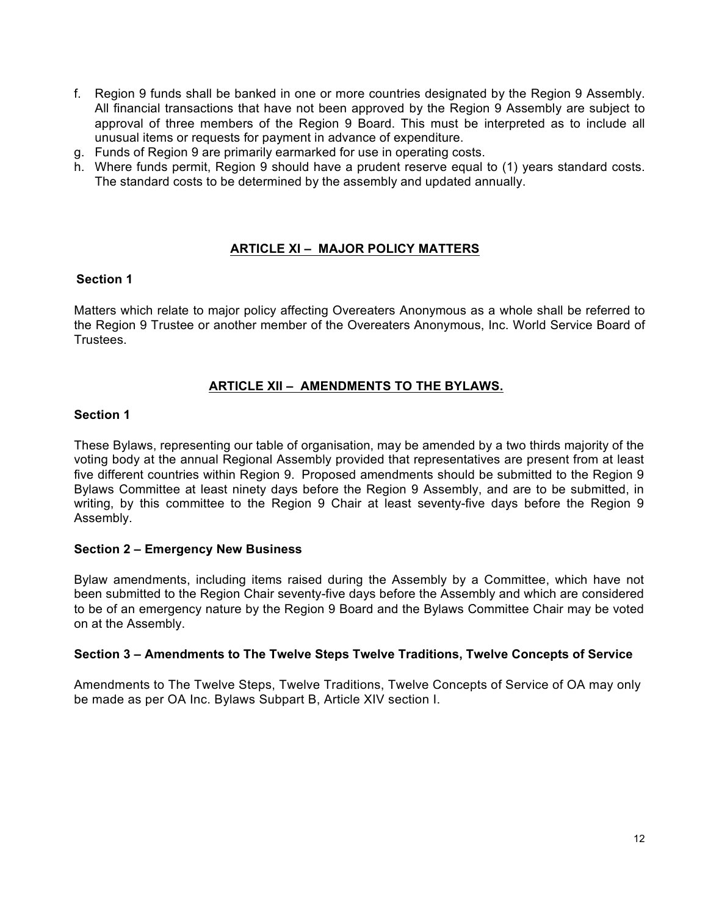f. Region 9 funds shall be banked in one or more countries designated by the Region 9 Assembly. All financial transactions that have not been approved by the Region 9 Assembly are subject to approval of three members of the Region 9 Board. This must be interpreted as to include all unusual items or requests for payment in advance of expenditure.
g. Funds of Region 9 are primarily earmarked for use in operating costs.
h. Where funds permit, Region 9 should have a prudent reserve equal to (1) years standard costs. The standard costs to be determined by the assembly and updated annually.

## ARTICLE XI – MAJOR POLICY MATTERS

### Section 1

Matters which relate to major policy affecting Overeaters Anonymous as a whole shall be referred to the Region 9 Trustee or another member of the Overeaters Anonymous, Inc. World Service Board of Trustees.

## ARTICLE XII – AMENDMENTS TO THE BYLAWS.

### Section 1

These Bylaws, representing our table of organisation, may be amended by a two thirds majority of the voting body at the annual Regional Assembly provided that representatives are present from at least five different countries within Region 9. Proposed amendments should be submitted to the Region 9 Bylaws Committee at least ninety days before the Region 9 Assembly, and are to be submitted, in writing, by this committee to the Region 9 Chair at least seventy-five days before the Region 9 Assembly.

### Section 2 – Emergency New Business

Bylaw amendments, including items raised during the Assembly by a Committee, which have not been submitted to the Region Chair seventy-five days before the Assembly and which are considered to be of an emergency nature by the Region 9 Board and the Bylaws Committee Chair may be voted on at the Assembly.

### Section 3 – Amendments to The Twelve Steps Twelve Traditions, Twelve Concepts of Service

Amendments to The Twelve Steps, Twelve Traditions, Twelve Concepts of Service of OA may only be made as per OA Inc. Bylaws Subpart B, Article XIV section I.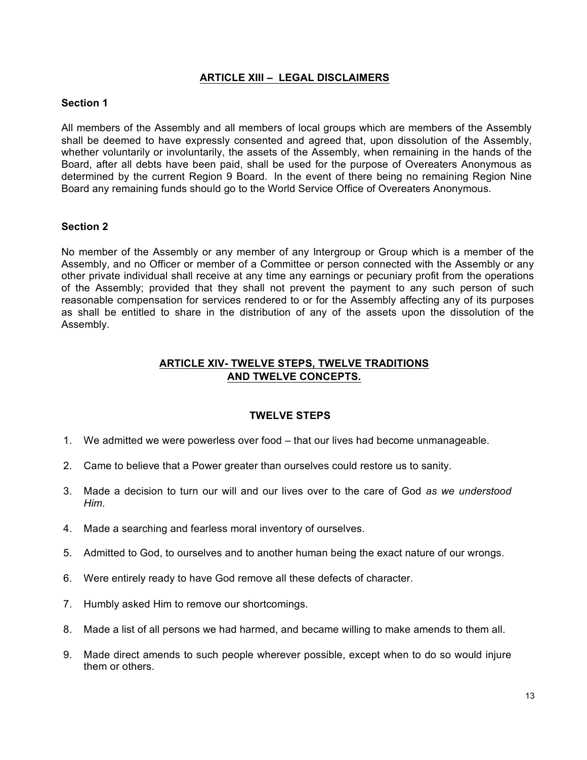## ARTICLE XIII – LEGAL DISCLAIMERS

### Section 1

All members of the Assembly and all members of local groups which are members of the Assembly shall be deemed to have expressly consented and agreed that, upon dissolution of the Assembly, whether voluntarily or involuntarily, the assets of the Assembly, when remaining in the hands of the Board, after all debts have been paid, shall be used for the purpose of Overeaters Anonymous as determined by the current Region 9 Board. In the event of there being no remaining Region Nine Board any remaining funds should go to the World Service Office of Overeaters Anonymous.

### Section 2

No member of the Assembly or any member of any Intergroup or Group which is a member of the Assembly, and no Officer or member of a Committee or person connected with the Assembly or any other private individual shall receive at any time any earnings or pecuniary profit from the operations of the Assembly; provided that they shall not prevent the payment to any such person of such reasonable compensation for services rendered to or for the Assembly affecting any of its purposes as shall be entitled to share in the distribution of any of the assets upon the dissolution of the Assembly.

## ARTICLE XIV- TWELVE STEPS, TWELVE TRADITIONS AND TWELVE CONCEPTS.

### TWELVE STEPS

1. We admitted we were powerless over food – that our lives had become unmanageable.
2. Came to believe that a Power greater than ourselves could restore us to sanity.
3. Made a decision to turn our will and our lives over to the care of God *as we understood Him.*
4. Made a searching and fearless moral inventory of ourselves.
5. Admitted to God, to ourselves and to another human being the exact nature of our wrongs.
6. Were entirely ready to have God remove all these defects of character.
7. Humbly asked Him to remove our shortcomings.
8. Made a list of all persons we had harmed, and became willing to make amends to them all.
9. Made direct amends to such people wherever possible, except when to do so would injure them or others.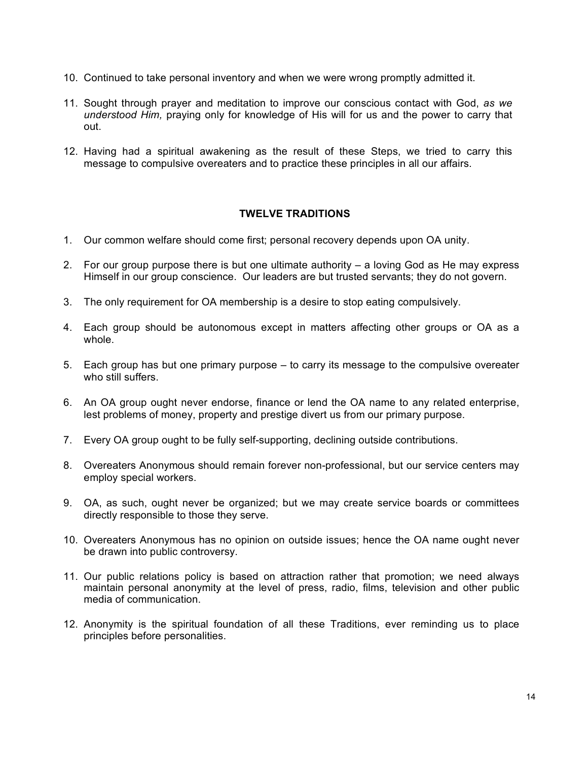10. Continued to take personal inventory and when we were wrong promptly admitted it.

11. Sought through prayer and meditation to improve our conscious contact with God, *as we understood Him,* praying only for knowledge of His will for us and the power to carry that out.

12. Having had a spiritual awakening as the result of these Steps, we tried to carry this message to compulsive overeaters and to practice these principles in all our affairs.

### TWELVE TRADITIONS

1. Our common welfare should come first; personal recovery depends upon OA unity.

2. For our group purpose there is but one ultimate authority – a loving God as He may express Himself in our group conscience. Our leaders are but trusted servants; they do not govern.

3. The only requirement for OA membership is a desire to stop eating compulsively.

4. Each group should be autonomous except in matters affecting other groups or OA as a whole.

5. Each group has but one primary purpose – to carry its message to the compulsive overeater who still suffers.

6. An OA group ought never endorse, finance or lend the OA name to any related enterprise, lest problems of money, property and prestige divert us from our primary purpose.

7. Every OA group ought to be fully self-supporting, declining outside contributions.

8. Overeaters Anonymous should remain forever non-professional, but our service centers may employ special workers.

9. OA, as such, ought never be organized; but we may create service boards or committees directly responsible to those they serve.

10. Overeaters Anonymous has no opinion on outside issues; hence the OA name ought never be drawn into public controversy.

11. Our public relations policy is based on attraction rather that promotion; we need always maintain personal anonymity at the level of press, radio, films, television and other public media of communication.

12. Anonymity is the spiritual foundation of all these Traditions, ever reminding us to place principles before personalities.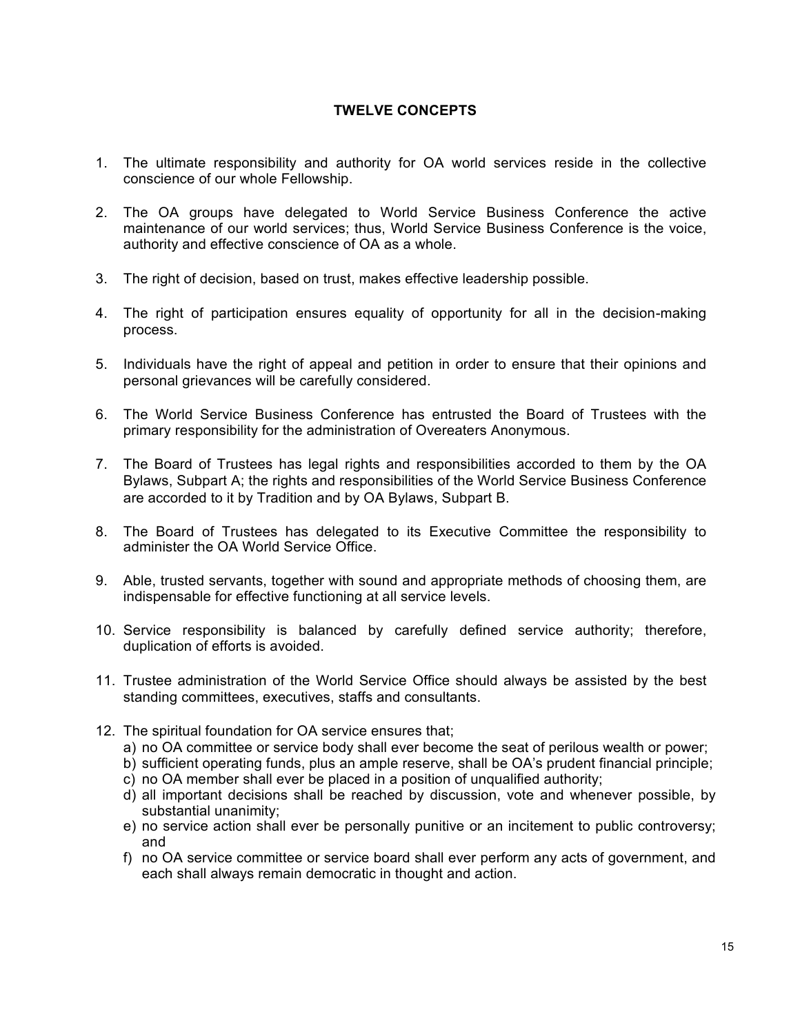# TWELVE CONCEPTS

1. The ultimate responsibility and authority for OA world services reside in the collective conscience of our whole Fellowship.

2. The OA groups have delegated to World Service Business Conference the active maintenance of our world services; thus, World Service Business Conference is the voice, authority and effective conscience of OA as a whole.

3. The right of decision, based on trust, makes effective leadership possible.

4. The right of participation ensures equality of opportunity for all in the decision-making process.

5. Individuals have the right of appeal and petition in order to ensure that their opinions and personal grievances will be carefully considered.

6. The World Service Business Conference has entrusted the Board of Trustees with the primary responsibility for the administration of Overeaters Anonymous.

7. The Board of Trustees has legal rights and responsibilities accorded to them by the OA Bylaws, Subpart A; the rights and responsibilities of the World Service Business Conference are accorded to it by Tradition and by OA Bylaws, Subpart B.

8. The Board of Trustees has delegated to its Executive Committee the responsibility to administer the OA World Service Office.

9. Able, trusted servants, together with sound and appropriate methods of choosing them, are indispensable for effective functioning at all service levels.

10. Service responsibility is balanced by carefully defined service authority; therefore, duplication of efforts is avoided.

11. Trustee administration of the World Service Office should always be assisted by the best standing committees, executives, staffs and consultants.

12. The spiritual foundation for OA service ensures that;
    a) no OA committee or service body shall ever become the seat of perilous wealth or power;
    b) sufficient operating funds, plus an ample reserve, shall be OA's prudent financial principle;
    c) no OA member shall ever be placed in a position of unqualified authority;
    d) all important decisions shall be reached by discussion, vote and whenever possible, by substantial unanimity;
    e) no service action shall ever be personally punitive or an incitement to public controversy; and
    f) no OA service committee or service board shall ever perform any acts of government, and each shall always remain democratic in thought and action.